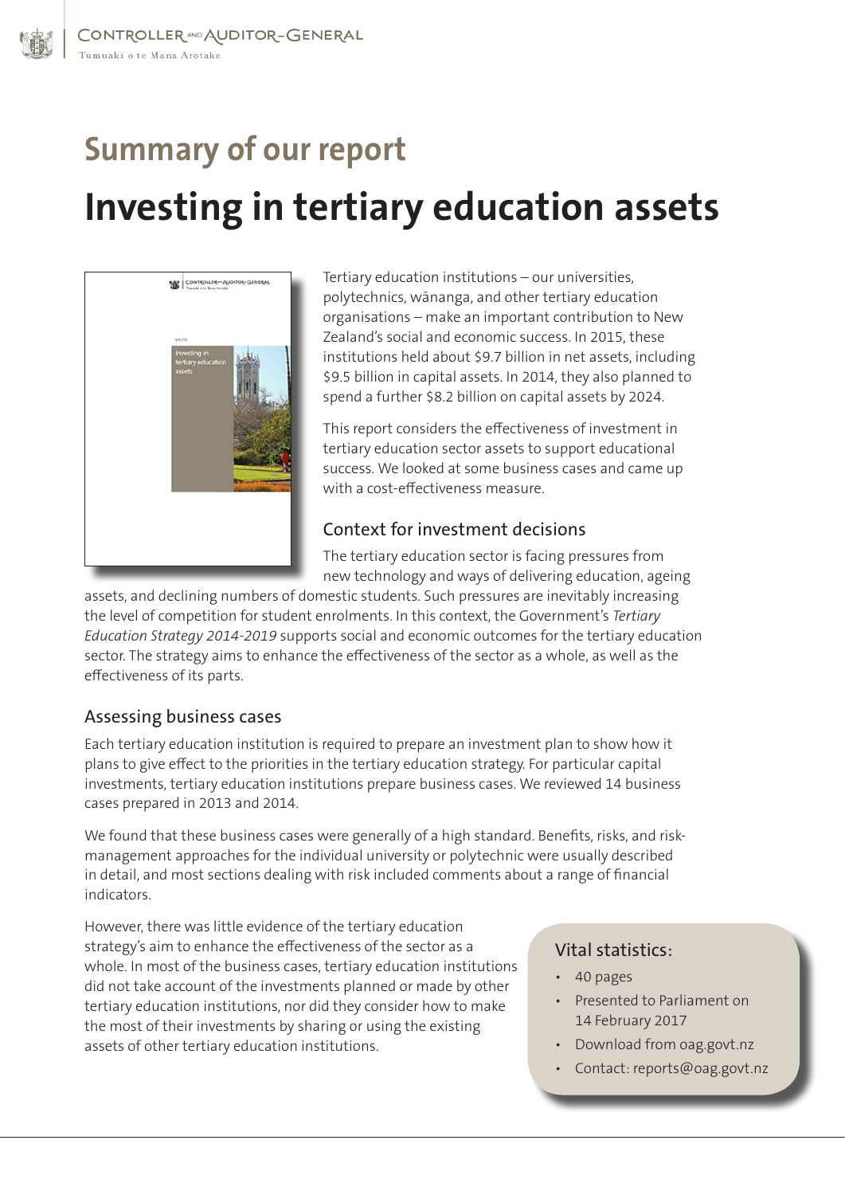# Summary of our report

# Investing in tertiary education assets

Tertiary education institutions – our universities, polytechnics, wānanga, and other tertiary education organisations – make an important contribution to New Zealand's social and economic success. In 2015, these institutions held about $9.7 billion in net assets, including $9.5 billion in capital assets. In 2014, they also planned to spend a further $8.2 billion on capital assets by 2024.

This report considers the effectiveness of investment in tertiary education sector assets to support educational success. We looked at some business cases and came up with a cost-effectiveness measure.

## Context for investment decisions

The tertiary education sector is facing pressures from new technology and ways of delivering education, ageing assets, and declining numbers of domestic students. Such pressures are inevitably increasing the level of competition for student enrolments. In this context, the Government's *Tertiary Education Strategy 2014-2019* supports social and economic outcomes for the tertiary education sector. The strategy aims to enhance the effectiveness of the sector as a whole, as well as the effectiveness of its parts.

## Assessing business cases

Each tertiary education institution is required to prepare an investment plan to show how it plans to give effect to the priorities in the tertiary education strategy. For particular capital investments, tertiary education institutions prepare business cases. We reviewed 14 business cases prepared in 2013 and 2014.

We found that these business cases were generally of a high standard. Benefits, risks, and risk-management approaches for the individual university or polytechnic were usually described in detail, and most sections dealing with risk included comments about a range of financial indicators.

However, there was little evidence of the tertiary education strategy's aim to enhance the effectiveness of the sector as a whole. In most of the business cases, tertiary education institutions did not take account of the investments planned or made by other tertiary education institutions, nor did they consider how to make the most of their investments by sharing or using the existing assets of other tertiary education institutions.

### Vital statistics:

- 40 pages
- Presented to Parliament on 14 February 2017
- Download from oag.govt.nz
- Contact: reports@oag.govt.nz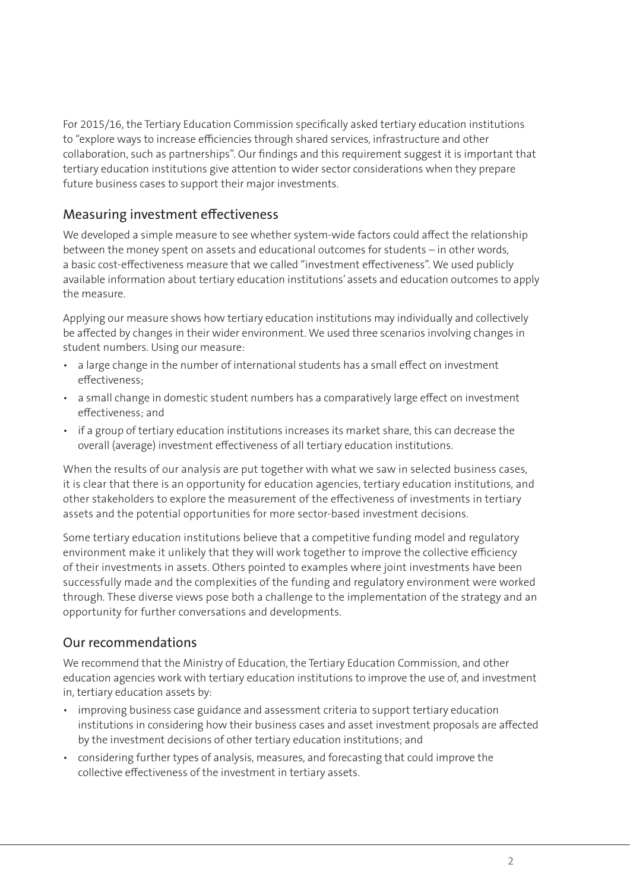For 2015/16, the Tertiary Education Commission specifically asked tertiary education institutions to "explore ways to increase efficiencies through shared services, infrastructure and other collaboration, such as partnerships". Our findings and this requirement suggest it is important that tertiary education institutions give attention to wider sector considerations when they prepare future business cases to support their major investments.

## Measuring investment effectiveness

We developed a simple measure to see whether system-wide factors could affect the relationship between the money spent on assets and educational outcomes for students – in other words, a basic cost-effectiveness measure that we called "investment effectiveness". We used publicly available information about tertiary education institutions' assets and education outcomes to apply the measure.

Applying our measure shows how tertiary education institutions may individually and collectively be affected by changes in their wider environment. We used three scenarios involving changes in student numbers. Using our measure:

- a large change in the number of international students has a small effect on investment effectiveness;
- a small change in domestic student numbers has a comparatively large effect on investment effectiveness; and
- if a group of tertiary education institutions increases its market share, this can decrease the overall (average) investment effectiveness of all tertiary education institutions.

When the results of our analysis are put together with what we saw in selected business cases, it is clear that there is an opportunity for education agencies, tertiary education institutions, and other stakeholders to explore the measurement of the effectiveness of investments in tertiary assets and the potential opportunities for more sector-based investment decisions.

Some tertiary education institutions believe that a competitive funding model and regulatory environment make it unlikely that they will work together to improve the collective efficiency of their investments in assets. Others pointed to examples where joint investments have been successfully made and the complexities of the funding and regulatory environment were worked through. These diverse views pose both a challenge to the implementation of the strategy and an opportunity for further conversations and developments.

## Our recommendations

We recommend that the Ministry of Education, the Tertiary Education Commission, and other education agencies work with tertiary education institutions to improve the use of, and investment in, tertiary education assets by:

- improving business case guidance and assessment criteria to support tertiary education institutions in considering how their business cases and asset investment proposals are affected by the investment decisions of other tertiary education institutions; and
- considering further types of analysis, measures, and forecasting that could improve the collective effectiveness of the investment in tertiary assets.